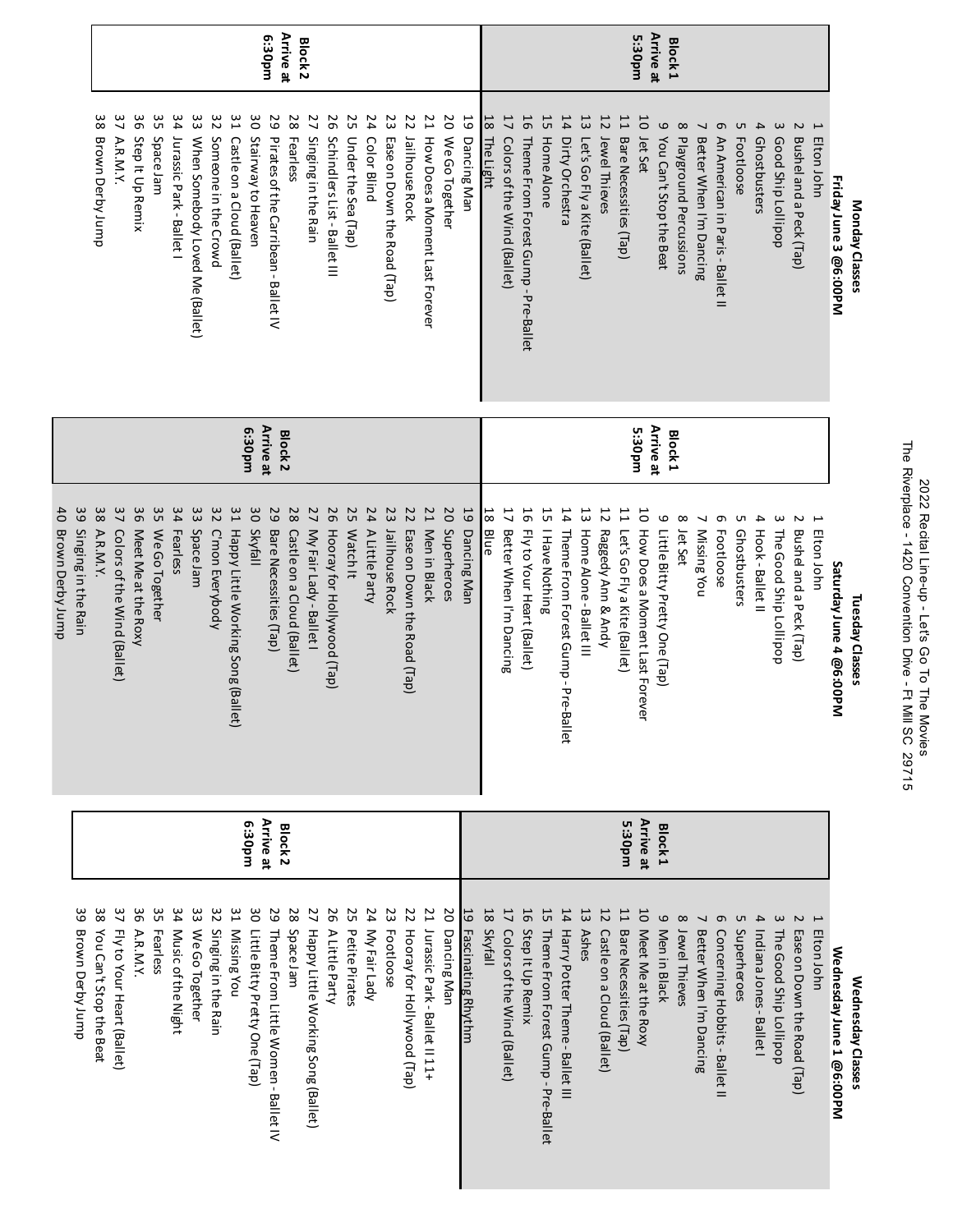# 2022 Recital Line-up - Let's Go To The Movies

The Riverplace - 1420 Convention Drive - Ft Mill SC 29715

## Monday Classes
### Friday June 3 @6:00PM

**Block 1 Arrive at 5:30pm**

1 Elton John
2 Bushel and a Peck (Tap)
3 Good Ship Lollipop
4 Ghostbusters
5 Footloose
6 An American in Paris - Ballet II
7 Better When I'm Dancing
8 Playground Percussions
9 You Can't Stop the Beat
10 Jet Set
11 Bare Necessities (Tap)
12 Jewel Thieves
13 Let's Go Fly a Kite (Ballet)
14 Dirty Orchestra
15 Home Alone
16 Theme From Forest Gump - Pre-Ballet
17 Colors of the Wind (Ballet)
18 The Light

**Block 2 Arrive at 6:30pm**

19 Dancing Man
20 We Go Together
21 How Does a Moment Last Forever
22 Jailhouse Rock
23 Ease on Down the Road (Tap)
24 Color Blind
25 Under the Sea (Tap)
26 Schindlers List - Ballet III
27 Singing in the Rain
28 Fearless
29 Pirates of the Carribean - Ballet IV
30 Stairway to Heaven
31 Castle on a Cloud (Ballet)
32 Someone in the Crowd
33 When Somebody Loved Me (Ballet)
34 Jurassic Park - Ballet I
35 Space Jam
36 Step It Up Remix
37 A.R.M.Y.
38 Brown Derby Jump

## Tuesday Classes
### Saturday June 4 @6:00PM

**Block 1 Arrive at 5:30pm**

1 Elton John
2 Bushel and a Peck (Tap)
3 The Good Ship Lollipop
4 Hook - Ballet II
5 Ghostbusters
6 Footloose
7 Missing You
8 Jet Set
9 Little Bitty Pretty One (Tap)
10 How Does a Moment Last Forever
11 Let's Go Fly a Kite (Ballet)
12 Raggedy Ann & Andy
13 Home Alone - Ballet III
14 Theme From Forest Gump - Pre-Ballet
15 I Have Nothing
16 Fly to Your Heart (Ballet)
17 Better When I'm Dancing
18 Blue

**Block 2 Arrive at 6:30pm**

19 Dancing Man
20 Superheroes
21 Men in Black
22 Ease on Down the Road (Tap)
23 Jailhouse Rock
24 A Little Party
25 Watch It
26 Hooray for Hollywood (Tap)
27 My Fair Lady - Ballet I
28 Castle on a Cloud (Ballet)
29 Bare Necessities (Tap)
30 Skyfall
31 Happy Little Working Song (Ballet)
32 C'mon Everybody
33 Space Jam
34 Fearless
35 We Go Together
36 Meet Me at the Roxy
37 Colors of the Wind (Ballet)
38 A.R.M.Y.
39 Singing in the Rain
40 Brown Derby Jump

## Wednesday Classes
### Wednesday June 1 @6:00PM

**Block 1 Arrive at 5:30pm**

1 Elton John
2 Ease on Down the Road (Tap)
3 The Good Ship Lollipop
4 Indiana Jones - Ballet I
5 Superheroes
6 Concerning Hobbits - Ballet II
7 Better When I'm Dancing
8 Jewel Thieves
9 Men in Black
10 Meet Me at the Roxy
11 Bare Necessities (Tap)
12 Castle on a Cloud (Ballet)
13 Ashes
14 Harry Potter Theme - Ballet III
15 Theme From Forest Gump - Pre-Ballet
16 Step It Up Remix
17 Colors of the Wind (Ballet)
18 Skyfall
19 Fascinating Rhythm

**Block 2 Arrive at 6:30pm**

20 Dancing Man
21 Jurassic Park - Ballet II 11+
22 Hooray for Hollywood (Tap)
23 Footloose
24 My Fair Lady
25 Petite Pirates
26 A Little Party
27 Happy Little Working Song (Ballet)
28 Space Jam
29 Theme From Little Women - Ballet IV
30 Little Bitty Pretty One (Tap)
31 Missing You
32 Singing in the Rain
33 We Go Together
34 Music of the Night
35 Fearless
36 A.R.M.Y.
37 Fly to Your Heart (Ballet)
38 You Can't Stop the Beat
39 Brown Derby Jump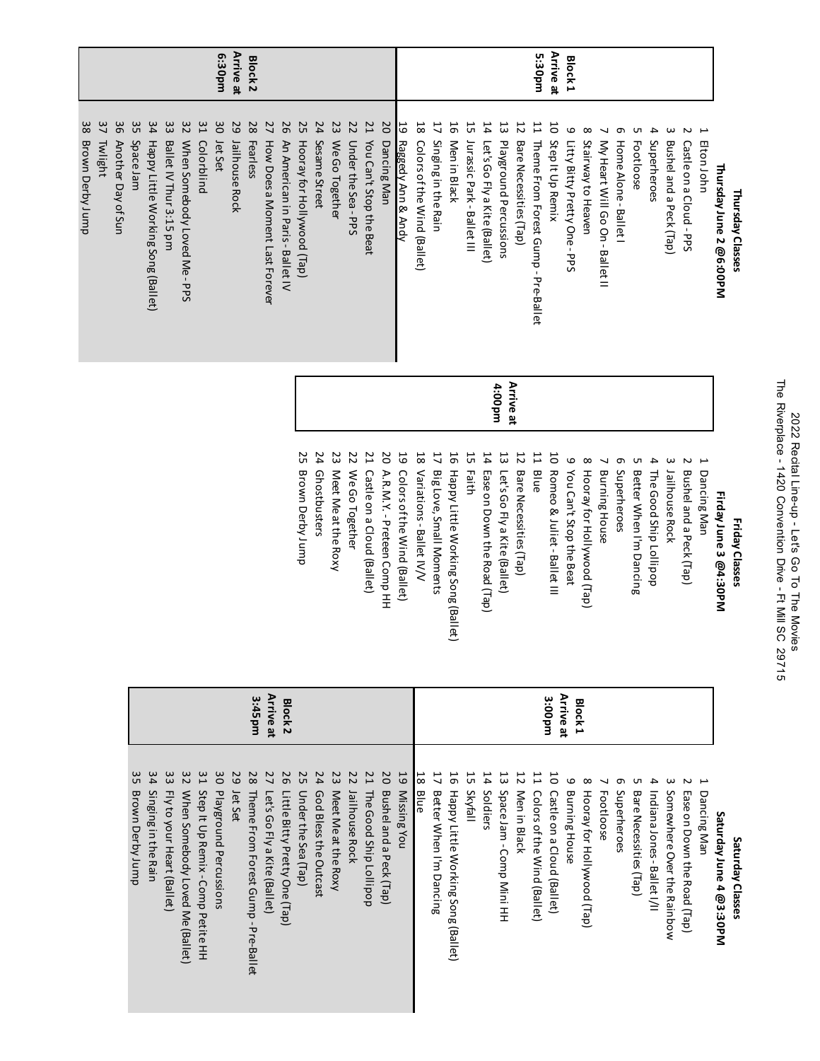# 2022 Recital Line-up - Let's Go To The Movies

The Riverplace - 1420 Convention Drive - Ft Mill SC 29715

## Thursday Classes

### Thursday June 2 @6:00PM

**Block 1 — Arrive at 5:30pm**

1 Elton John
2 Castle on a Cloud - PPS
3 Bushel and a Peck (Tap)
4 Superheroes
5 Footloose
6 Home Alone - Ballet I
7 My Heart Will Go On - Ballet II
8 Stairway to Heaven
9 Litty Bitty Pretty One - PPS
10 Step It Up Remix
11 Theme From Forest Gump - Pre-Ballet
12 Bare Necessities (Tap)
13 Playground Percussions
14 Let's Go Fly a Kite (Ballet)
15 Jurassic Park - Ballet III
16 Men in Black
17 Singing in the Rain
18 Colors of the Wind (Ballet)
19 Raggedy Ann & Andy

**Block 2 — Arrive at 6:30pm**

20 Dancing Man
21 You Can't Stop the Beat
22 Under the Sea - PPS
23 We Go Together
24 Sesame Street
25 Hooray for Hollywood (Tap)
26 An American in Paris - Ballet IV
27 How Does a Moment Last Forever
28 Fearless
29 Jailhouse Rock
30 Jet Set
31 Colorblind
32 When Somebody Loved Me - PPS
33 Ballet IV Thur 3:15 pm
34 Happy Little Working Song (Ballet)
35 Space Jam
36 Another Day of Sun
37 Twlight
38 Brown Derby Jump

## Friday Classes

### Firday June 3 @4:30PM

**Arrive at 4:00pm**

1 Dancing Man
2 Bushel and a Peck (Tap)
3 Jailhouse Rock
4 The Good Ship Lollipop
5 Better When I'm Dancing
6 Superheroes
7 Burning House
8 Hooray for Hollywood (Tap)
9 You Can't Stop the Beat
10 Romeo & Juliet - Ballet III
11 Blue
12 Bare Necessities (Tap)
13 Let's Go Fly a Kite (Ballet)
14 Ease on Down the Road (Tap)
15 Faith
16 Happy Little Working Song (Ballet)
17 Big Love, Small Moments
18 Variations - Ballet IV/V
19 Colors of the Wind (Ballet)
20 A.R.M.Y. - Preteen Comp HH
21 Castle on a Cloud (Ballet)
22 We Go Together
23 Meet Me at the Roxy
24 Ghostbusters
25 Brown Derby Jump

## Saturday Classes

### Saturday June 4 @3:30PM

**Block 1 — Arrive at 3:00pm**

1 Dancing Man
2 Ease on Down the Road (Tap)
3 Somewhere Over the Rainbow
4 Indiana Jones - Ballet I/II
5 Bare Necessities (Tap)
6 Superheroes
7 Footloose
8 Hooray for Hollywood (Tap)
9 Burning House
10 Castle on a Cloud (Ballet)
11 Colors of the Wind (Ballet)
12 Men in Black
13 Space Jam - Comp Mini HH
14 Soldiers
15 Skyfall
16 Happy Little Working Song (Ballet)
17 Better When I'm Dancing
18 Blue

**Block 2 — Arrive at 3:45pm**

19 Missing You
20 Bushel and a Peck (Tap)
21 The Good Ship Lollipop
22 Jailhouse Rock
23 Meet Me at the Roxy
24 God Bless the Outcast
25 Under the Sea (Tap)
26 Little Bitty Pretty One (Tap)
27 Let's Go Fly a Kite (Ballet)
28 Theme From Forest Gump - Pre-Ballet
29 Jet Set
30 Playground Percussions
31 Step It Up Remix - Comp Petite HH
32 When Somebody Loved Me (Ballet)
33 Fly to your Heart (Ballet)
34 Singing in the Rain
35 Brown Derby Jump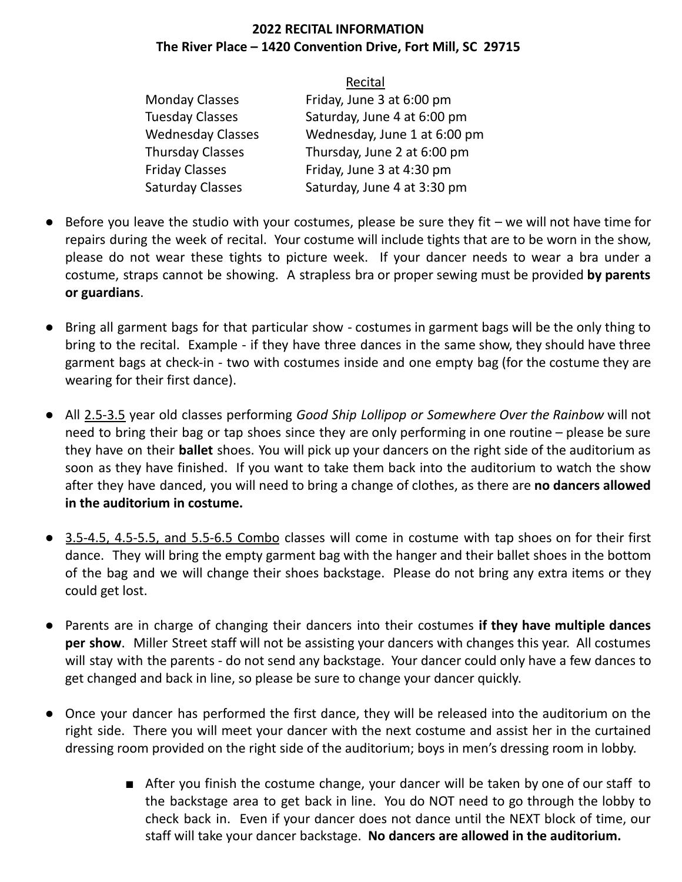# 2022 RECITAL INFORMATION
## The River Place – 1420 Convention Drive, Fort Mill, SC 29715

| | Recital |
|---|---|
| Monday Classes | Friday, June 3 at 6:00 pm |
| Tuesday Classes | Saturday, June 4 at 6:00 pm |
| Wednesday Classes | Wednesday, June 1 at 6:00 pm |
| Thursday Classes | Thursday, June 2 at 6:00 pm |
| Friday Classes | Friday, June 3 at 4:30 pm |
| Saturday Classes | Saturday, June 4 at 3:30 pm |

- Before you leave the studio with your costumes, please be sure they fit – we will not have time for repairs during the week of recital. Your costume will include tights that are to be worn in the show, please do not wear these tights to picture week. If your dancer needs to wear a bra under a costume, straps cannot be showing. A strapless bra or proper sewing must be provided **by parents or guardians**.

- Bring all garment bags for that particular show - costumes in garment bags will be the only thing to bring to the recital. Example - if they have three dances in the same show, they should have three garment bags at check-in - two with costumes inside and one empty bag (for the costume they are wearing for their first dance).

- All 2.5-3.5 year old classes performing *Good Ship Lollipop or Somewhere Over the Rainbow* will not need to bring their bag or tap shoes since they are only performing in one routine – please be sure they have on their **ballet** shoes. You will pick up your dancers on the right side of the auditorium as soon as they have finished. If you want to take them back into the auditorium to watch the show after they have danced, you will need to bring a change of clothes, as there are **no dancers allowed in the auditorium in costume.**

- 3.5-4.5, 4.5-5.5, and 5.5-6.5 Combo classes will come in costume with tap shoes on for their first dance. They will bring the empty garment bag with the hanger and their ballet shoes in the bottom of the bag and we will change their shoes backstage. Please do not bring any extra items or they could get lost.

- Parents are in charge of changing their dancers into their costumes **if they have multiple dances per show**. Miller Street staff will not be assisting your dancers with changes this year. All costumes will stay with the parents - do not send any backstage. Your dancer could only have a few dances to get changed and back in line, so please be sure to change your dancer quickly.

- Once your dancer has performed the first dance, they will be released into the auditorium on the right side. There you will meet your dancer with the next costume and assist her in the curtained dressing room provided on the right side of the auditorium; boys in men's dressing room in lobby.

    - After you finish the costume change, your dancer will be taken by one of our staff to the backstage area to get back in line. You do NOT need to go through the lobby to check back in. Even if your dancer does not dance until the NEXT block of time, our staff will take your dancer backstage. **No dancers are allowed in the auditorium.**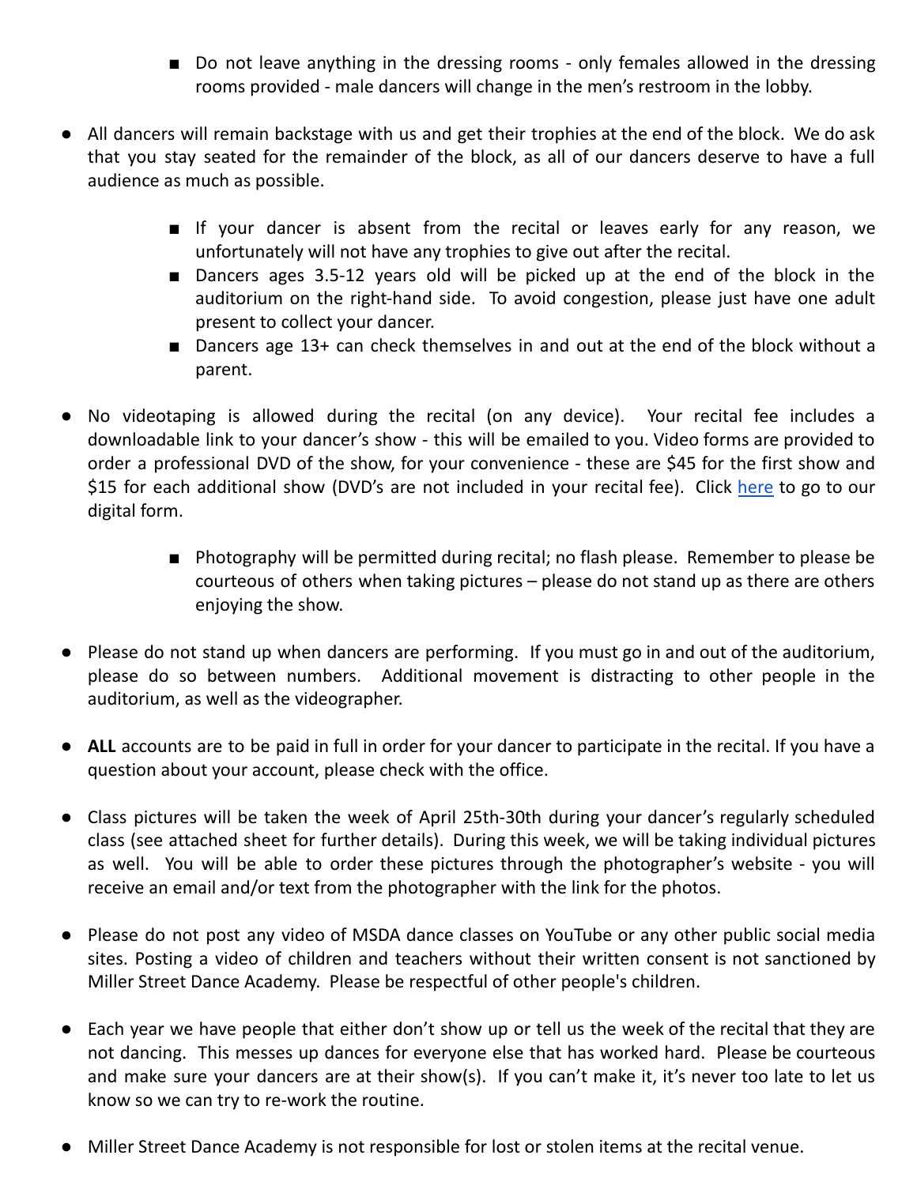- Do not leave anything in the dressing rooms - only females allowed in the dressing rooms provided - male dancers will change in the men's restroom in the lobby.

- All dancers will remain backstage with us and get their trophies at the end of the block. We do ask that you stay seated for the remainder of the block, as all of our dancers deserve to have a full audience as much as possible.

    - If your dancer is absent from the recital or leaves early for any reason, we unfortunately will not have any trophies to give out after the recital.
    - Dancers ages 3.5-12 years old will be picked up at the end of the block in the auditorium on the right-hand side. To avoid congestion, please just have one adult present to collect your dancer.
    - Dancers age 13+ can check themselves in and out at the end of the block without a parent.

- No videotaping is allowed during the recital (on any device). Your recital fee includes a downloadable link to your dancer's show - this will be emailed to you. Video forms are provided to order a professional DVD of the show, for your convenience - these are $45 for the first show and $15 for each additional show (DVD's are not included in your recital fee). Click here to go to our digital form.

    - Photography will be permitted during recital; no flash please. Remember to please be courteous of others when taking pictures – please do not stand up as there are others enjoying the show.

- Please do not stand up when dancers are performing. If you must go in and out of the auditorium, please do so between numbers. Additional movement is distracting to other people in the auditorium, as well as the videographer.

- **ALL** accounts are to be paid in full in order for your dancer to participate in the recital. If you have a question about your account, please check with the office.

- Class pictures will be taken the week of April 25th-30th during your dancer's regularly scheduled class (see attached sheet for further details). During this week, we will be taking individual pictures as well. You will be able to order these pictures through the photographer's website - you will receive an email and/or text from the photographer with the link for the photos.

- Please do not post any video of MSDA dance classes on YouTube or any other public social media sites. Posting a video of children and teachers without their written consent is not sanctioned by Miller Street Dance Academy. Please be respectful of other people's children.

- Each year we have people that either don't show up or tell us the week of the recital that they are not dancing. This messes up dances for everyone else that has worked hard. Please be courteous and make sure your dancers are at their show(s). If you can't make it, it's never too late to let us know so we can try to re-work the routine.

- Miller Street Dance Academy is not responsible for lost or stolen items at the recital venue.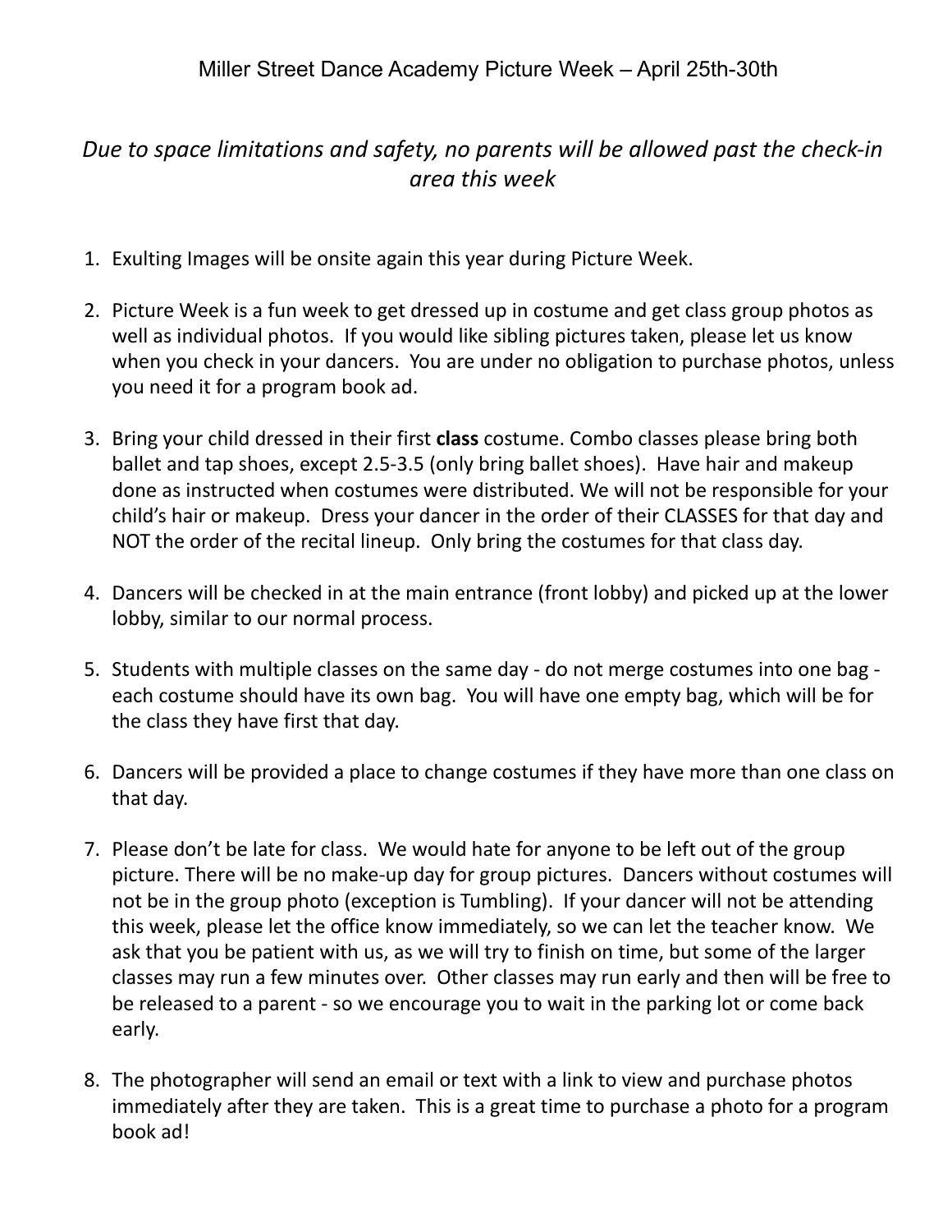# Miller Street Dance Academy Picture Week – April 25th-30th

*Due to space limitations and safety, no parents will be allowed past the check-in area this week*

1. Exulting Images will be onsite again this year during Picture Week.

2. Picture Week is a fun week to get dressed up in costume and get class group photos as well as individual photos. If you would like sibling pictures taken, please let us know when you check in your dancers. You are under no obligation to purchase photos, unless you need it for a program book ad.

3. Bring your child dressed in their first **class** costume. Combo classes please bring both ballet and tap shoes, except 2.5-3.5 (only bring ballet shoes). Have hair and makeup done as instructed when costumes were distributed. We will not be responsible for your child's hair or makeup. Dress your dancer in the order of their CLASSES for that day and NOT the order of the recital lineup. Only bring the costumes for that class day.

4. Dancers will be checked in at the main entrance (front lobby) and picked up at the lower lobby, similar to our normal process.

5. Students with multiple classes on the same day - do not merge costumes into one bag - each costume should have its own bag. You will have one empty bag, which will be for the class they have first that day.

6. Dancers will be provided a place to change costumes if they have more than one class on that day.

7. Please don't be late for class. We would hate for anyone to be left out of the group picture. There will be no make-up day for group pictures. Dancers without costumes will not be in the group photo (exception is Tumbling). If your dancer will not be attending this week, please let the office know immediately, so we can let the teacher know. We ask that you be patient with us, as we will try to finish on time, but some of the larger classes may run a few minutes over. Other classes may run early and then will be free to be released to a parent - so we encourage you to wait in the parking lot or come back early.

8. The photographer will send an email or text with a link to view and purchase photos immediately after they are taken. This is a great time to purchase a photo for a program book ad!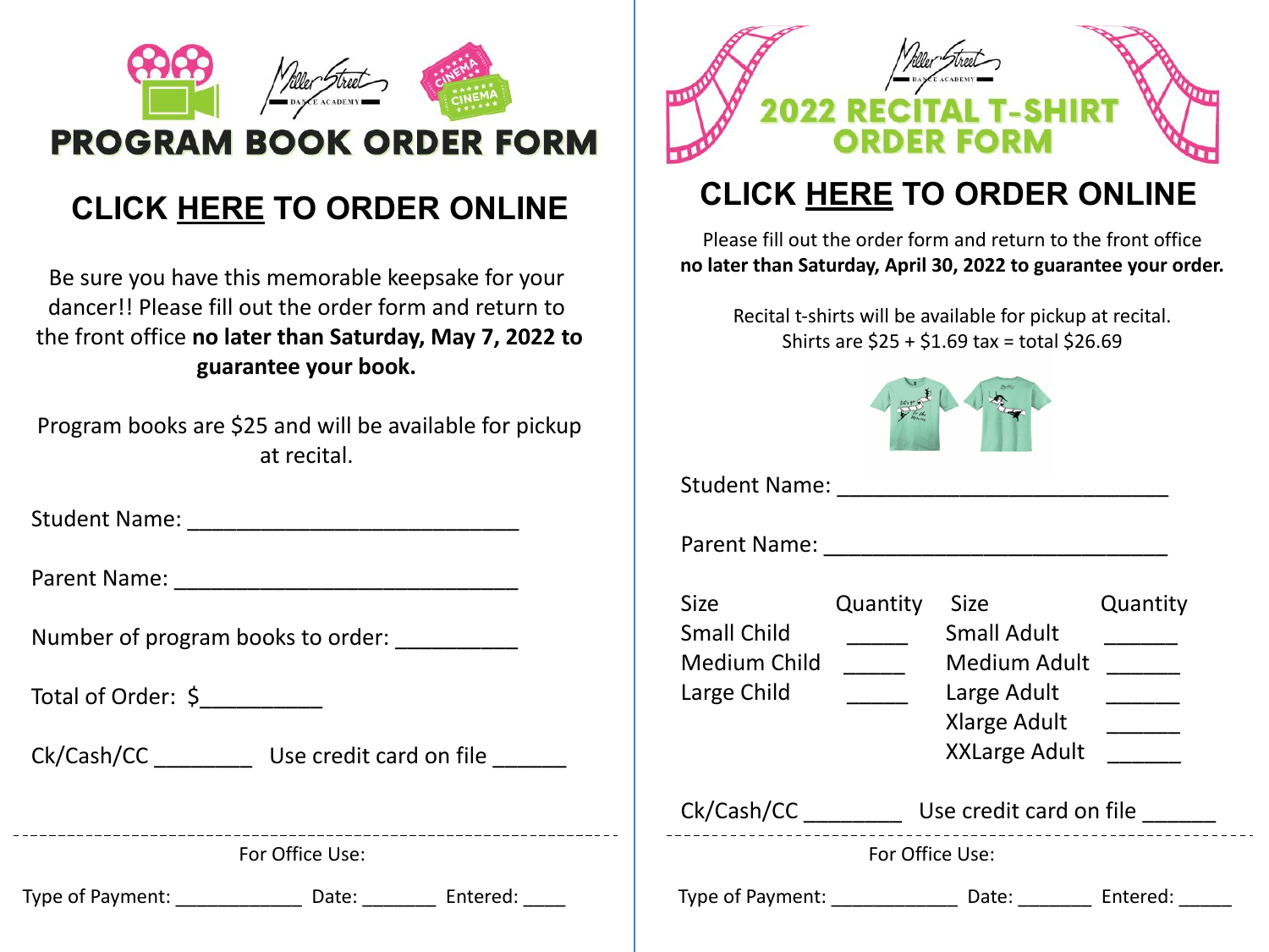# PROGRAM BOOK ORDER FORM

## CLICK HERE TO ORDER ONLINE

Be sure you have this memorable keepsake for your dancer!! Please fill out the order form and return to the front office **no later than Saturday, May 7, 2022 to guarantee your book.**

Program books are $25 and will be available for pickup at recital.

Student Name: ____________________________

Parent Name: _____________________________

Number of program books to order: __________

Total of Order: $__________

Ck/Cash/CC ________ Use credit card on file ______

---

For Office Use:

Type of Payment: ____________ Date: _______ Entered: ____

# 2022 RECITAL T-SHIRT ORDER FORM

## CLICK HERE TO ORDER ONLINE

Please fill out the order form and return to the front office **no later than Saturday, April 30, 2022 to guarantee your order.**

Recital t-shirts will be available for pickup at recital.
Shirts are $25 + $1.69 tax = total $26.69

Student Name: ____________________________

Parent Name: _____________________________

| Size | Quantity | Size | Quantity |
|---|---|---|---|
| Small Child | _____ | Small Adult | ______ |
| Medium Child | _____ | Medium Adult | ______ |
| Large Child | _____ | Large Adult | ______ |
| | | Xlarge Adult | ______ |
| | | XXLarge Adult | ______ |

Ck/Cash/CC ________ Use credit card on file ______

---

For Office Use:

Type of Payment: ____________ Date: _______ Entered: _____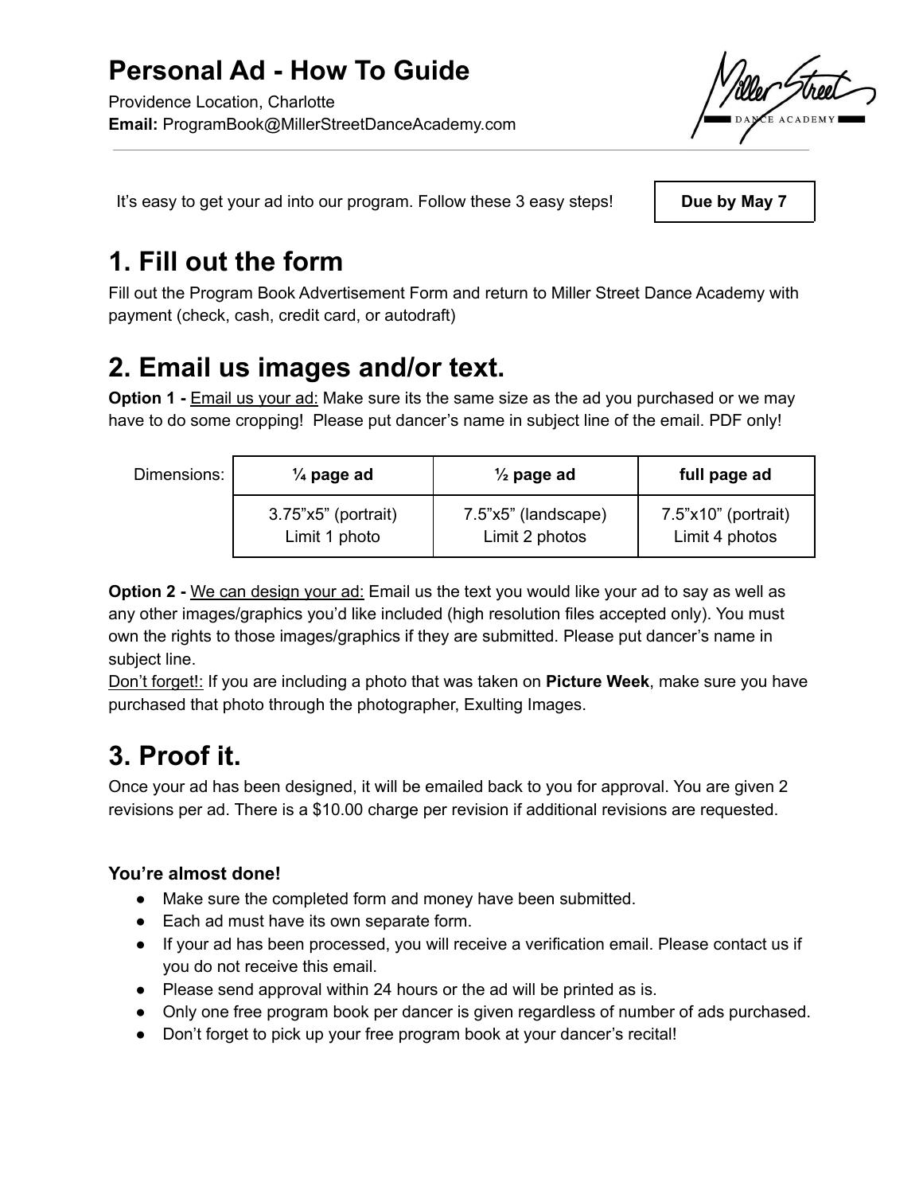# Personal Ad - How To Guide

Providence Location, Charlotte
**Email:** ProgramBook@MillerStreetDanceAcademy.com

It's easy to get your ad into our program. Follow these 3 easy steps!

**Due by May 7**

## 1. Fill out the form

Fill out the Program Book Advertisement Form and return to Miller Street Dance Academy with payment (check, cash, credit card, or autodraft)

## 2. Email us images and/or text.

**Option 1 -** Email us your ad: Make sure its the same size as the ad you purchased or we may have to do some cropping! Please put dancer's name in subject line of the email. PDF only!

| Dimensions: | **¼ page ad** | **½ page ad** | **full page ad** |
|---|---|---|---|
| | 3.75"x5" (portrait)<br>Limit 1 photo | 7.5"x5" (landscape)<br>Limit 2 photos | 7.5"x10" (portrait)<br>Limit 4 photos |

**Option 2 -** We can design your ad: Email us the text you would like your ad to say as well as any other images/graphics you'd like included (high resolution files accepted only). You must own the rights to those images/graphics if they are submitted. Please put dancer's name in subject line.

Don't forget!: If you are including a photo that was taken on **Picture Week**, make sure you have purchased that photo through the photographer, Exulting Images.

## 3. Proof it.

Once your ad has been designed, it will be emailed back to you for approval. You are given 2 revisions per ad. There is a $10.00 charge per revision if additional revisions are requested.

### You're almost done!

- Make sure the completed form and money have been submitted.
- Each ad must have its own separate form.
- If your ad has been processed, you will receive a verification email. Please contact us if you do not receive this email.
- Please send approval within 24 hours or the ad will be printed as is.
- Only one free program book per dancer is given regardless of number of ads purchased.
- Don't forget to pick up your free program book at your dancer's recital!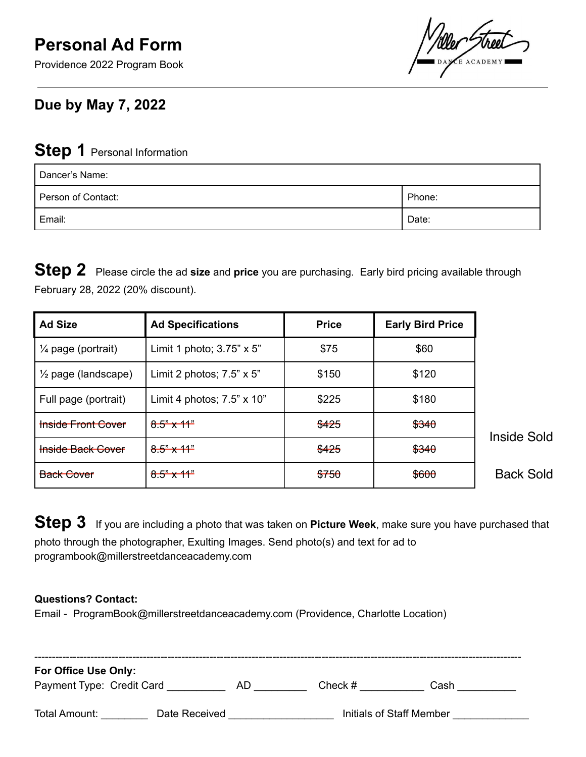# Personal Ad Form

Providence 2022 Program Book

Miller Street DANCE ACADEMY

## Due by May 7, 2022

## Step 1 Personal Information

| | |
|---|---|
| Dancer's Name: | |
| Person of Contact: | Phone: |
| Email: | Date: |

## Step 2

Please circle the ad **size** and **price** you are purchasing. Early bird pricing available through February 28, 2022 (20% discount).

| Ad Size | Ad Specifications | Price | Early Bird Price | |
|---|---|---|---|---|
| ¼ page (portrait) | Limit 1 photo; 3.75" x 5" | $75 | $60 | |
| ½ page (landscape) | Limit 2 photos; 7.5" x 5" | $150 | $120 | |
| Full page (portrait) | Limit 4 photos; 7.5" x 10" | $225 | $180 | |
| ~~Inside Front Cover~~ | ~~8.5" x 11"~~ | ~~$425~~ | ~~$340~~ | Inside Sold |
| ~~Inside Back Cover~~ | ~~8.5" x 11"~~ | ~~$425~~ | ~~$340~~ | |
| ~~Back Cover~~ | ~~8.5" x 11"~~ | ~~$750~~ | ~~$600~~ | Back Sold |

## Step 3

If you are including a photo that was taken on **Picture Week**, make sure you have purchased that photo through the photographer, Exulting Images. Send photo(s) and text for ad to programbook@millerstreetdanceacademy.com

**Questions? Contact:**

Email - ProgramBook@millerstreetdanceacademy.com (Providence, Charlotte Location)

---

**For Office Use Only:**

Payment Type: Credit Card __________ AD _________ Check # ___________ Cash __________

Total Amount: ________ Date Received __________________ Initials of Staff Member _____________